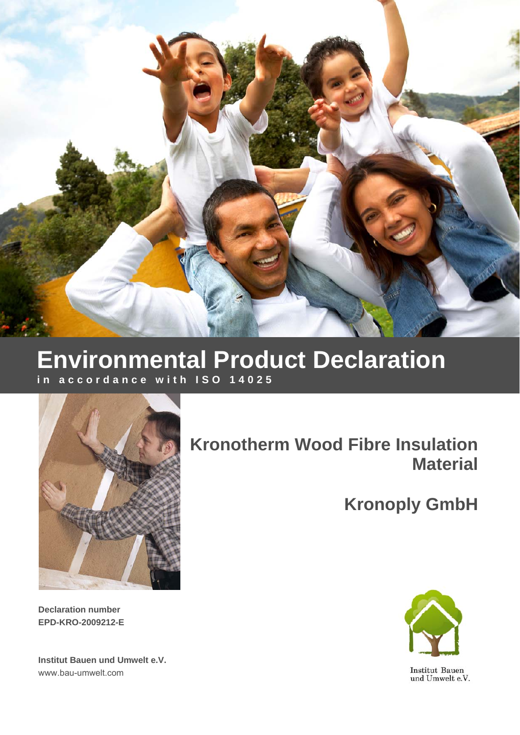# Environmental Product Declaration

**in accordance with ISO 14025**

## Kronotherm Wood Fibre Insulation Material

## Kronoply GmbH

**Declaration number**
**EPD-KRO-2009212-E**

**Institut Bauen und Umwelt e.V.**
www.bau-umwelt.com

Institut Bauen
und Umwelt e.V.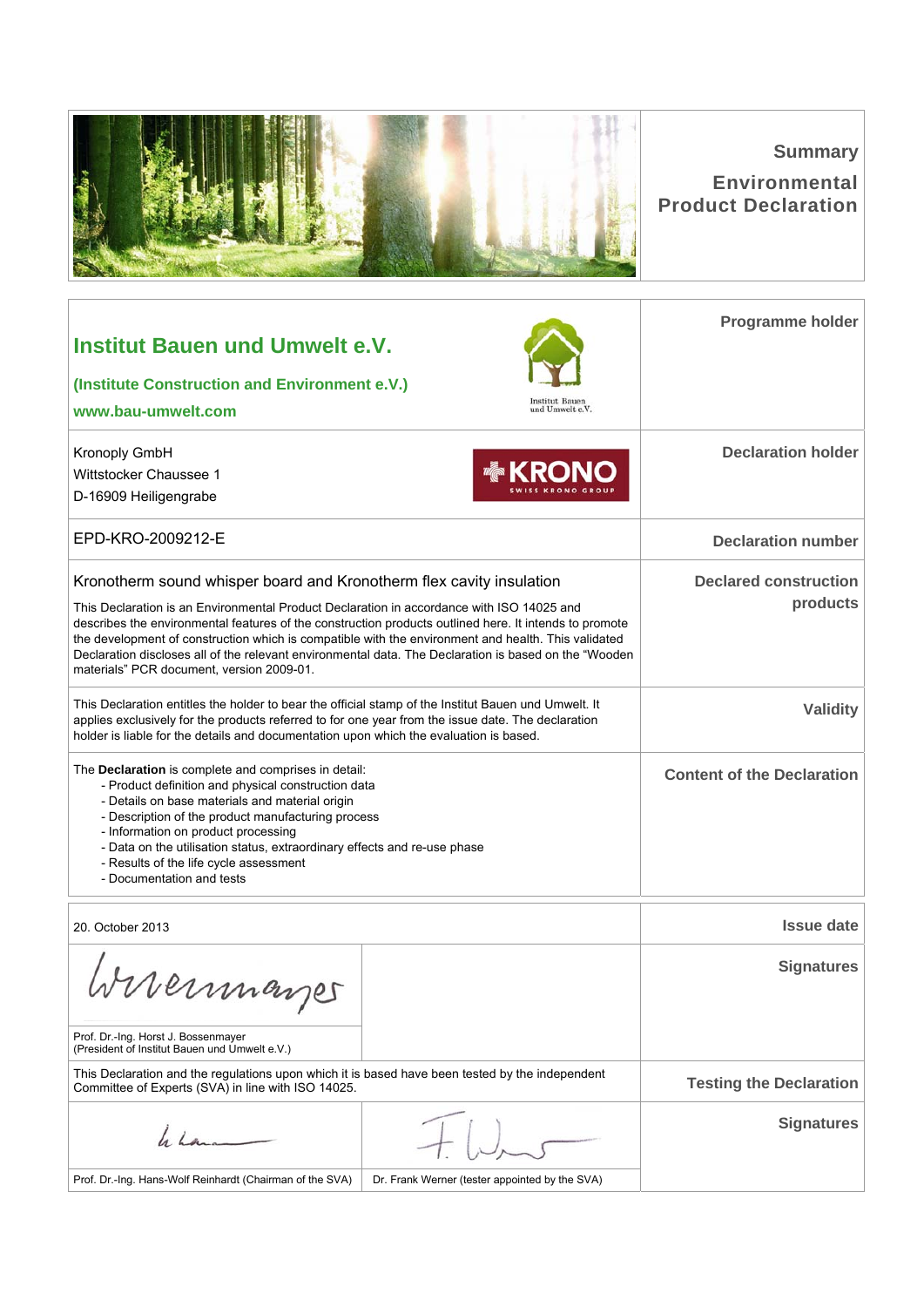# Summary

# Environmental Product Declaration

| | |
|---|---|
| **Institut Bauen und Umwelt e.V.**<br>**(Institute Construction and Environment e.V.)**<br>**www.bau-umwelt.com** | **Programme holder** |
| Kronoply GmbH<br>Wittstocker Chaussee 1<br>D-16909 Heiligengrabe | **Declaration holder** |
| EPD-KRO-2009212-E | **Declaration number** |
| Kronotherm sound whisper board and Kronotherm flex cavity insulation<br><br>This Declaration is an Environmental Product Declaration in accordance with ISO 14025 and describes the environmental features of the construction products outlined here. It intends to promote the development of construction which is compatible with the environment and health. This validated Declaration discloses all of the relevant environmental data. The Declaration is based on the "Wooden materials" PCR document, version 2009-01. | **Declared construction products** |
| This Declaration entitles the holder to bear the official stamp of the Institut Bauen und Umwelt. It applies exclusively for the products referred to for one year from the issue date. The declaration holder is liable for the details and documentation upon which the evaluation is based. | **Validity** |
| The **Declaration** is complete and comprises in detail:<br>- Product definition and physical construction data<br>- Details on base materials and material origin<br>- Description of the product manufacturing process<br>- Information on product processing<br>- Data on the utilisation status, extraordinary effects and re-use phase<br>- Results of the life cycle assessment<br>- Documentation and tests | **Content of the Declaration** |
| 20. October 2013 | **Issue date** |
| Prof. Dr.-Ing. Horst J. Bossenmayer<br>(President of Institut Bauen und Umwelt e.V.) | **Signatures** |
| This Declaration and the regulations upon which it is based have been tested by the independent Committee of Experts (SVA) in line with ISO 14025. | **Testing the Declaration** |
| Prof. Dr.-Ing. Hans-Wolf Reinhardt (Chairman of the SVA)<br>Dr. Frank Werner (tester appointed by the SVA) | **Signatures** |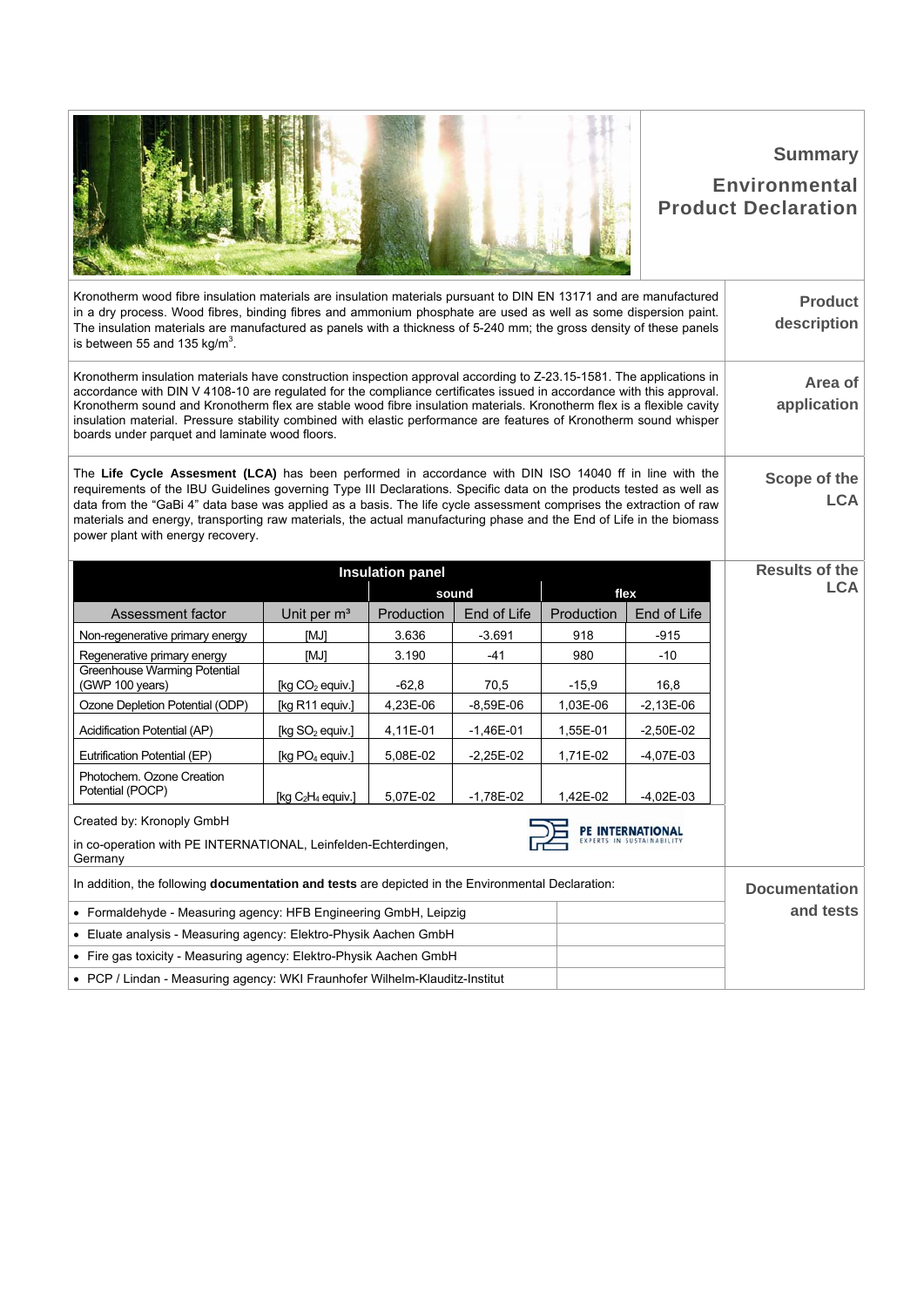## Summary Environmental Product Declaration

### Product description

Kronotherm wood fibre insulation materials are insulation materials pursuant to DIN EN 13171 and are manufactured in a dry process. Wood fibres, binding fibres and ammonium phosphate are used as well as some dispersion paint. The insulation materials are manufactured as panels with a thickness of 5-240 mm; the gross density of these panels is between 55 and 135 kg/m$^3$.

### Area of application

Kronotherm insulation materials have construction inspection approval according to Z-23.15-1581. The applications in accordance with DIN V 4108-10 are regulated for the compliance certificates issued in accordance with this approval. Kronotherm sound and Kronotherm flex are stable wood fibre insulation materials. Kronotherm flex is a flexible cavity insulation material. Pressure stability combined with elastic performance are features of Kronotherm sound whisper boards under parquet and laminate wood floors.

### Scope of the LCA

The **Life Cycle Assesment (LCA)** has been performed in accordance with DIN ISO 14040 ff in line with the requirements of the IBU Guidelines governing Type III Declarations. Specific data on the products tested as well as data from the "GaBi 4" data base was applied as a basis. The life cycle assessment comprises the extraction of raw materials and energy, transporting raw materials, the actual manufacturing phase and the End of Life in the biomass power plant with energy recovery.

### Results of the LCA

| Insulation panel | | | | | |
|---|---|---|---|---|---|
| | | sound | | flex | |
| Assessment factor | Unit per m³ | Production | End of Life | Production | End of Life |
| Non-regenerative primary energy | [MJ] | 3.636 | -3.691 | 918 | -915 |
| Regenerative primary energy | [MJ] | 3.190 | -41 | 980 | -10 |
| Greenhouse Warming Potential (GWP 100 years) | [kg $CO_2$ equiv.] | -62,8 | 70,5 | -15,9 | 16,8 |
| Ozone Depletion Potential (ODP) | [kg R11 equiv.] | 4,23E-06 | -8,59E-06 | 1,03E-06 | -2,13E-06 |
| Acidification Potential (AP) | [kg $SO_2$ equiv.] | 4,11E-01 | -1,46E-01 | 1,55E-01 | -2,50E-02 |
| Eutrification Potential (EP) | [kg $PO_4$ equiv.] | 5,08E-02 | -2,25E-02 | 1,71E-02 | -4,07E-03 |
| Photochem. Ozone Creation Potential (POCP) | [kg $C_2H_4$ equiv.] | 5,07E-02 | -1,78E-02 | 1,42E-02 | -4,02E-03 |

Created by: Kronoply GmbH

in co-operation with PE INTERNATIONAL, Leinfelden-Echterdingen, Germany

PE INTERNATIONAL
EXPERTS IN SUSTAINABILITY

### Documentation and tests

In addition, the following **documentation and tests** are depicted in the Environmental Declaration:

- Formaldehyde - Measuring agency: HFB Engineering GmbH, Leipzig
- Eluate analysis - Measuring agency: Elektro-Physik Aachen GmbH
- Fire gas toxicity - Measuring agency: Elektro-Physik Aachen GmbH
- PCP / Lindan - Measuring agency: WKI Fraunhofer Wilhelm-Klauditz-Institut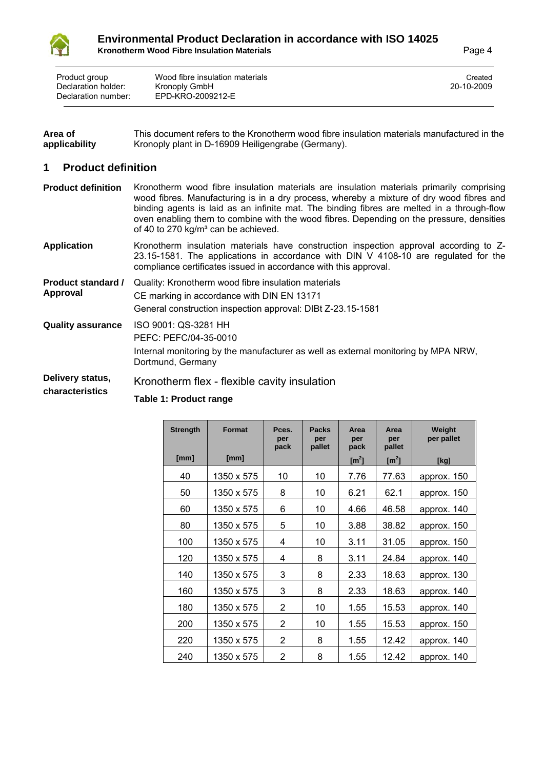| Product group | Wood fibre insulation materials | Created |
|---|---|---|
| Declaration holder: | Kronoply GmbH | 20-10-2009 |
| Declaration number: | EPD-KRO-2009212-E | |

**Area of applicability** This document refers to the Kronotherm wood fibre insulation materials manufactured in the Kronoply plant in D-16909 Heiligengrabe (Germany).

## 1 Product definition

**Product definition** Kronotherm wood fibre insulation materials are insulation materials primarily comprising wood fibres. Manufacturing is in a dry process, whereby a mixture of dry wood fibres and binding agents is laid as an infinite mat. The binding fibres are melted in a through-flow oven enabling them to combine with the wood fibres. Depending on the pressure, densities of 40 to 270 kg/m³ can be achieved.

**Application** Kronotherm insulation materials have construction inspection approval according to Z-23.15-1581. The applications in accordance with DIN V 4108-10 are regulated for the compliance certificates issued in accordance with this approval.

**Product standard / Approval** Quality: Kronotherm wood fibre insulation materials

CE marking in accordance with DIN EN 13171

General construction inspection approval: DIBt Z-23.15-1581

**Quality assurance** ISO 9001: QS-3281 HH

PEFC: PEFC/04-35-0010

Internal monitoring by the manufacturer as well as external monitoring by MPA NRW, Dortmund, Germany

**Delivery status, characteristics**

Kronotherm flex - flexible cavity insulation

**Table 1: Product range**

| Strength [mm] | Format [mm] | Pces. per pack | Packs per pallet | Area per pack [m²] | Area per pallet [m²] | Weight per pallet [kg] |
|---|---|---|---|---|---|---|
| 40 | 1350 x 575 | 10 | 10 | 7.76 | 77.63 | approx. 150 |
| 50 | 1350 x 575 | 8 | 10 | 6.21 | 62.1 | approx. 150 |
| 60 | 1350 x 575 | 6 | 10 | 4.66 | 46.58 | approx. 140 |
| 80 | 1350 x 575 | 5 | 10 | 3.88 | 38.82 | approx. 150 |
| 100 | 1350 x 575 | 4 | 10 | 3.11 | 31.05 | approx. 150 |
| 120 | 1350 x 575 | 4 | 8 | 3.11 | 24.84 | approx. 140 |
| 140 | 1350 x 575 | 3 | 8 | 2.33 | 18.63 | approx. 130 |
| 160 | 1350 x 575 | 3 | 8 | 2.33 | 18.63 | approx. 140 |
| 180 | 1350 x 575 | 2 | 10 | 1.55 | 15.53 | approx. 140 |
| 200 | 1350 x 575 | 2 | 10 | 1.55 | 15.53 | approx. 150 |
| 220 | 1350 x 575 | 2 | 8 | 1.55 | 12.42 | approx. 140 |
| 240 | 1350 x 575 | 2 | 8 | 1.55 | 12.42 | approx. 140 |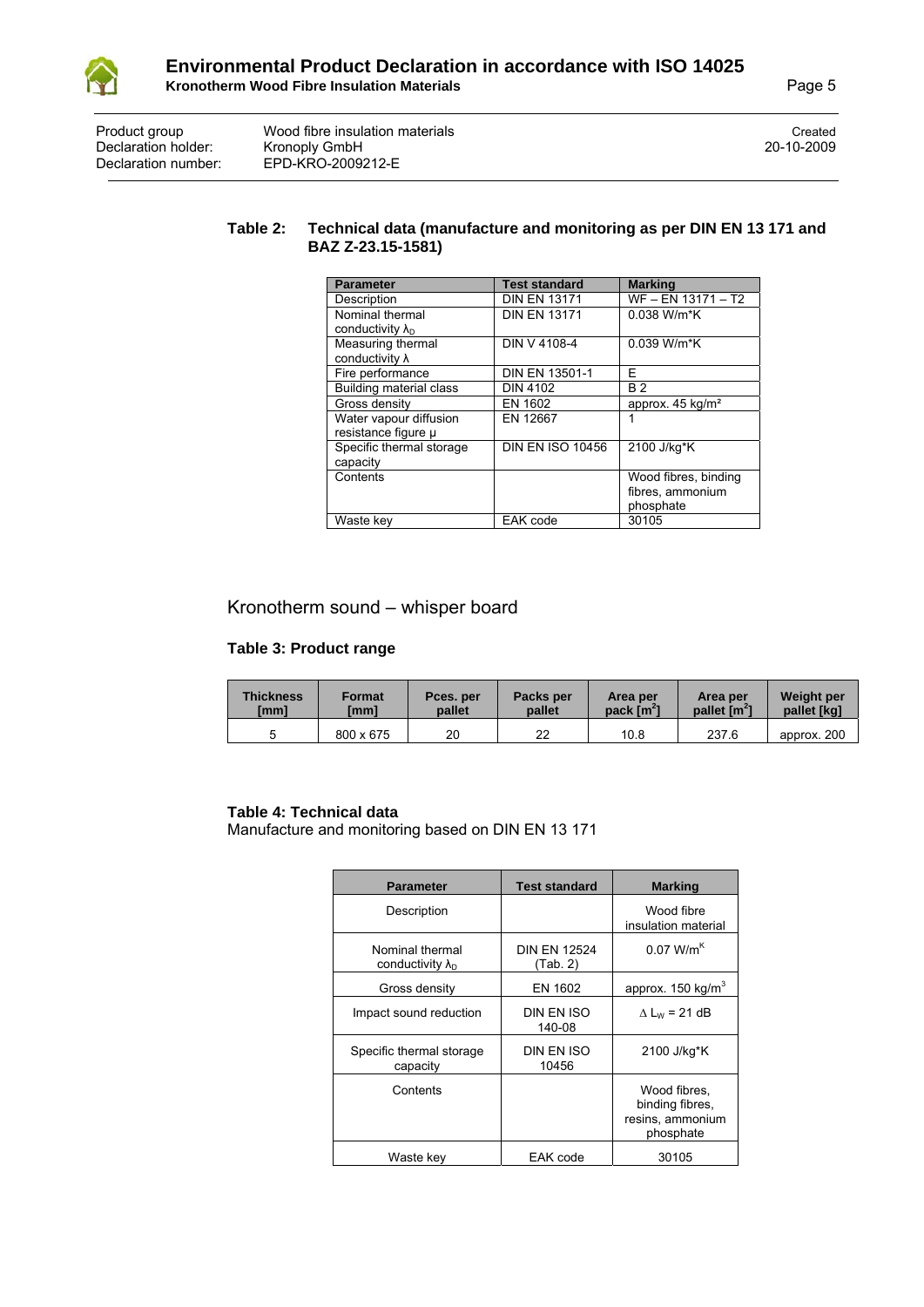**Table 2: Technical data (manufacture and monitoring as per DIN EN 13 171 and BAZ Z-23.15-1581)**

| Parameter | Test standard | Marking |
|---|---|---|
| Description | DIN EN 13171 | WF – EN 13171 – T2 |
| Nominal thermal conductivity $\lambda_D$ | DIN EN 13171 | 0.038 W/m*K |
| Measuring thermal conductivity λ | DIN V 4108-4 | 0.039 W/m*K |
| Fire performance | DIN EN 13501-1 | E |
| Building material class | DIN 4102 | B 2 |
| Gross density | EN 1602 | approx. 45 kg/m² |
| Water vapour diffusion resistance figure μ | EN 12667 | 1 |
| Specific thermal storage capacity | DIN EN ISO 10456 | 2100 J/kg*K |
| Contents | | Wood fibres, binding fibres, ammonium phosphate |
| Waste key | EAK code | 30105 |

## Kronotherm sound – whisper board

**Table 3: Product range**

| Thickness [mm] | Format [mm] | Pces. per pallet | Packs per pallet | Area per pack [m²] | Area per pallet [m²] | Weight per pallet [kg] |
|---|---|---|---|---|---|---|
| 5 | 800 x 675 | 20 | 22 | 10.8 | 237.6 | approx. 200 |

**Table 4: Technical data**
Manufacture and monitoring based on DIN EN 13 171

| Parameter | Test standard | Marking |
|---|---|---|
| Description | | Wood fibre insulation material |
| Nominal thermal conductivity $\lambda_D$ | DIN EN 12524 (Tab. 2) | 0.07 W/m$^K$ |
| Gross density | EN 1602 | approx. 150 kg/m³ |
| Impact sound reduction | DIN EN ISO 140-08 | $\Delta L_W$ = 21 dB |
| Specific thermal storage capacity | DIN EN ISO 10456 | 2100 J/kg*K |
| Contents | | Wood fibres, binding fibres, resins, ammonium phosphate |
| Waste key | EAK code | 30105 |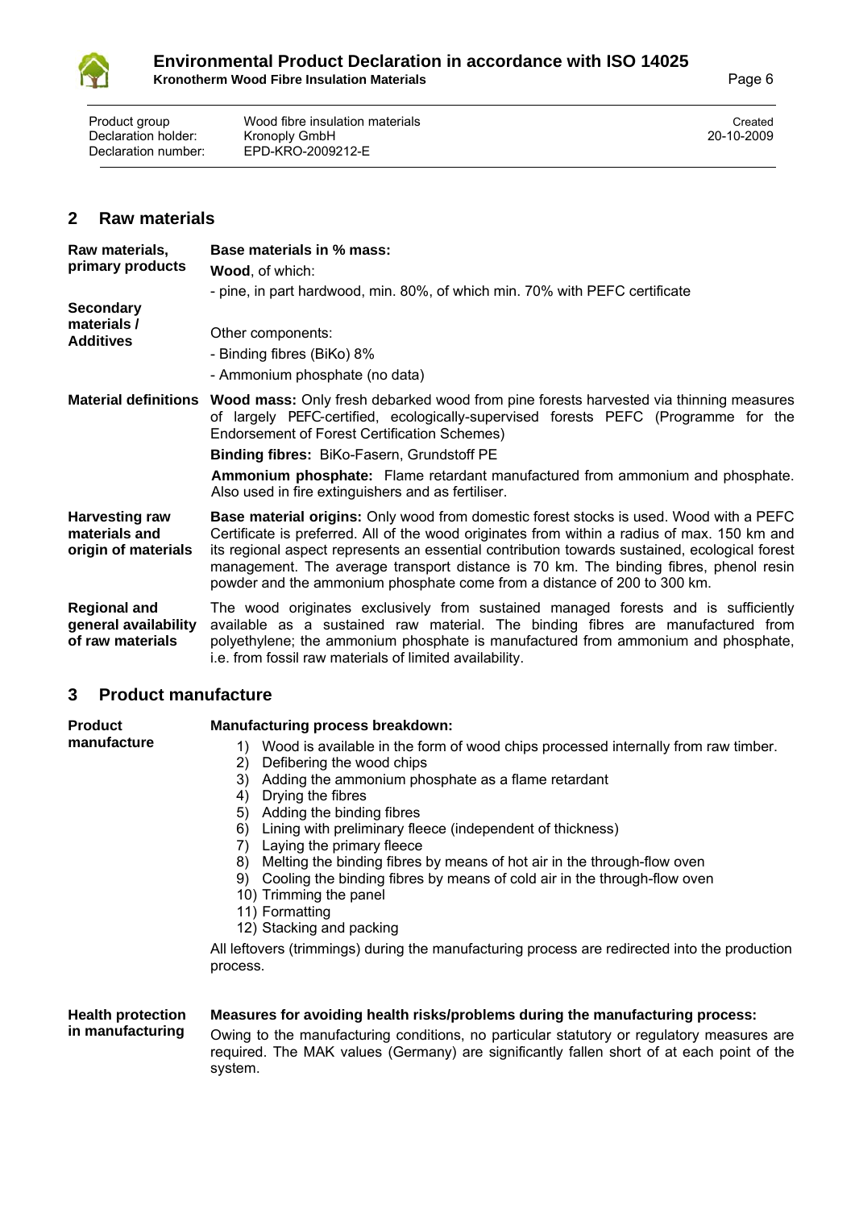## 2 Raw materials

**Raw materials, primary products**

**Secondary materials / Additives**

**Base materials in % mass:**

**Wood**, of which:

- pine, in part hardwood, min. 80%, of which min. 70% with PEFC certificate

Other components:

- Binding fibres (BiKo) 8%
- Ammonium phosphate (no data)

**Material definitions**

**Wood mass:** Only fresh debarked wood from pine forests harvested via thinning measures of largely PEFC-certified, ecologically-supervised forests PEFC (Programme for the Endorsement of Forest Certification Schemes)

**Binding fibres:** BiKo-Fasern, Grundstoff PE

**Ammonium phosphate:** Flame retardant manufactured from ammonium and phosphate. Also used in fire extinguishers and as fertiliser.

**Harvesting raw materials and origin of materials**

**Base material origins:** Only wood from domestic forest stocks is used. Wood with a PEFC Certificate is preferred. All of the wood originates from within a radius of max. 150 km and its regional aspect represents an essential contribution towards sustained, ecological forest management. The average transport distance is 70 km. The binding fibres, phenol resin powder and the ammonium phosphate come from a distance of 200 to 300 km.

**Regional and general availability of raw materials**

The wood originates exclusively from sustained managed forests and is sufficiently available as a sustained raw material. The binding fibres are manufactured from polyethylene; the ammonium phosphate is manufactured from ammonium and phosphate, i.e. from fossil raw materials of limited availability.

## 3 Product manufacture

**Product manufacture**

**Manufacturing process breakdown:**

1) Wood is available in the form of wood chips processed internally from raw timber.
2) Defibering the wood chips
3) Adding the ammonium phosphate as a flame retardant
4) Drying the fibres
5) Adding the binding fibres
6) Lining with preliminary fleece (independent of thickness)
7) Laying the primary fleece
8) Melting the binding fibres by means of hot air in the through-flow oven
9) Cooling the binding fibres by means of cold air in the through-flow oven
10) Trimming the panel
11) Formatting
12) Stacking and packing

All leftovers (trimmings) during the manufacturing process are redirected into the production process.

**Health protection in manufacturing**

**Measures for avoiding health risks/problems during the manufacturing process:**

Owing to the manufacturing conditions, no particular statutory or regulatory measures are required. The MAK values (Germany) are significantly fallen short of at each point of the system.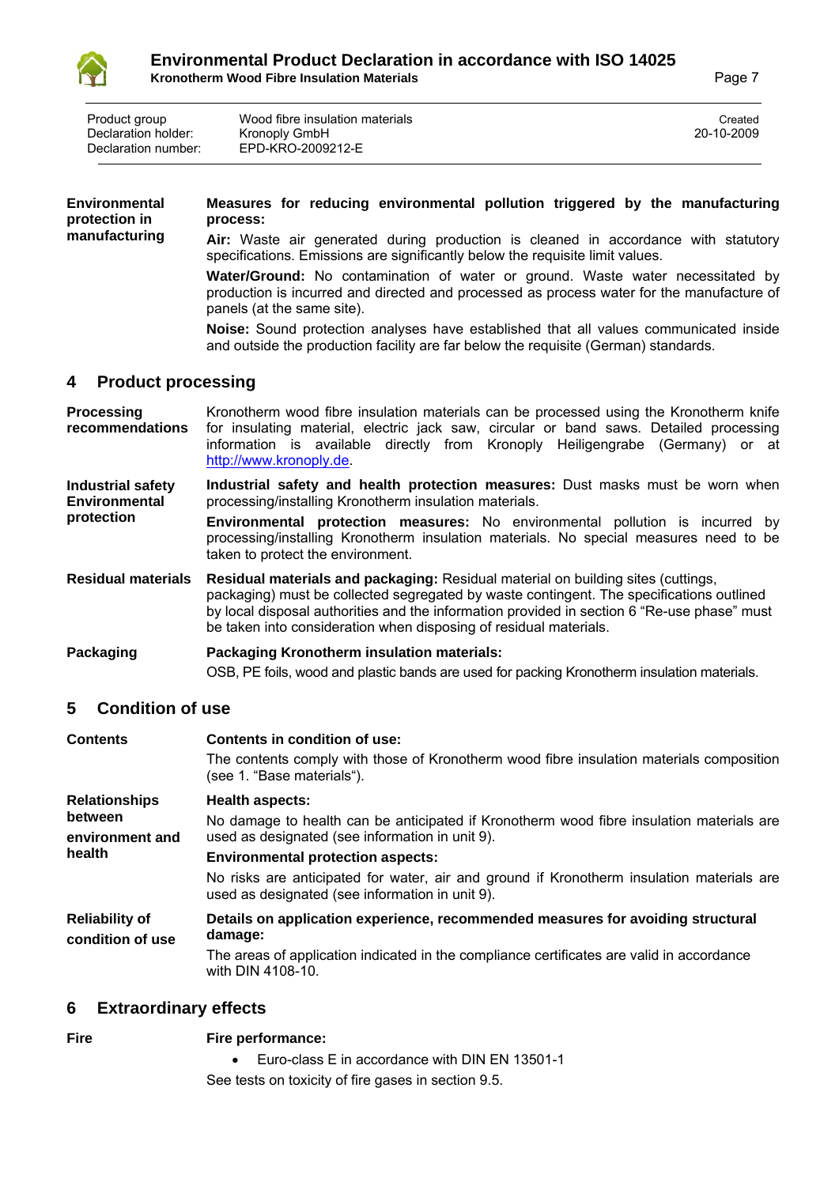| Product group | Wood fibre insulation materials | Created |
|---|---|---|
| Declaration holder: | Kronoply GmbH | 20-10-2009 |
| Declaration number: | EPD-KRO-2009212-E | |

**Environmental protection in manufacturing**

**Measures for reducing environmental pollution triggered by the manufacturing process:**

**Air:** Waste air generated during production is cleaned in accordance with statutory specifications. Emissions are significantly below the requisite limit values.

**Water/Ground:** No contamination of water or ground. Waste water necessitated by production is incurred and directed and processed as process water for the manufacture of panels (at the same site).

**Noise:** Sound protection analyses have established that all values communicated inside and outside the production facility are far below the requisite (German) standards.

## 4 Product processing

**Processing recommendations**

Kronotherm wood fibre insulation materials can be processed using the Kronotherm knife for insulating material, electric jack saw, circular or band saws. Detailed processing information is available directly from Kronoply Heiligengrabe (Germany) or at http://www.kronoply.de.

**Industrial safety Environmental protection**

**Industrial safety and health protection measures:** Dust masks must be worn when processing/installing Kronotherm insulation materials.

**Environmental protection measures:** No environmental pollution is incurred by processing/installing Kronotherm insulation materials. No special measures need to be taken to protect the environment.

**Residual materials**

**Residual materials and packaging:** Residual material on building sites (cuttings, packaging) must be collected segregated by waste contingent. The specifications outlined by local disposal authorities and the information provided in section 6 "Re-use phase" must be taken into consideration when disposing of residual materials.

**Packaging**

**Packaging Kronotherm insulation materials:**

OSB, PE foils, wood and plastic bands are used for packing Kronotherm insulation materials.

## 5 Condition of use

**Contents**

**Contents in condition of use:**

The contents comply with those of Kronotherm wood fibre insulation materials composition (see 1. "Base materials").

**Relationships between environment and health**

**Health aspects:**

No damage to health can be anticipated if Kronotherm wood fibre insulation materials are used as designated (see information in unit 9).

**Environmental protection aspects:**

No risks are anticipated for water, air and ground if Kronotherm insulation materials are used as designated (see information in unit 9).

**Reliability of condition of use**

**Details on application experience, recommended measures for avoiding structural damage:**

The areas of application indicated in the compliance certificates are valid in accordance with DIN 4108-10.

## 6 Extraordinary effects

**Fire**

**Fire performance:**

- Euro-class E in accordance with DIN EN 13501-1

See tests on toxicity of fire gases in section 9.5.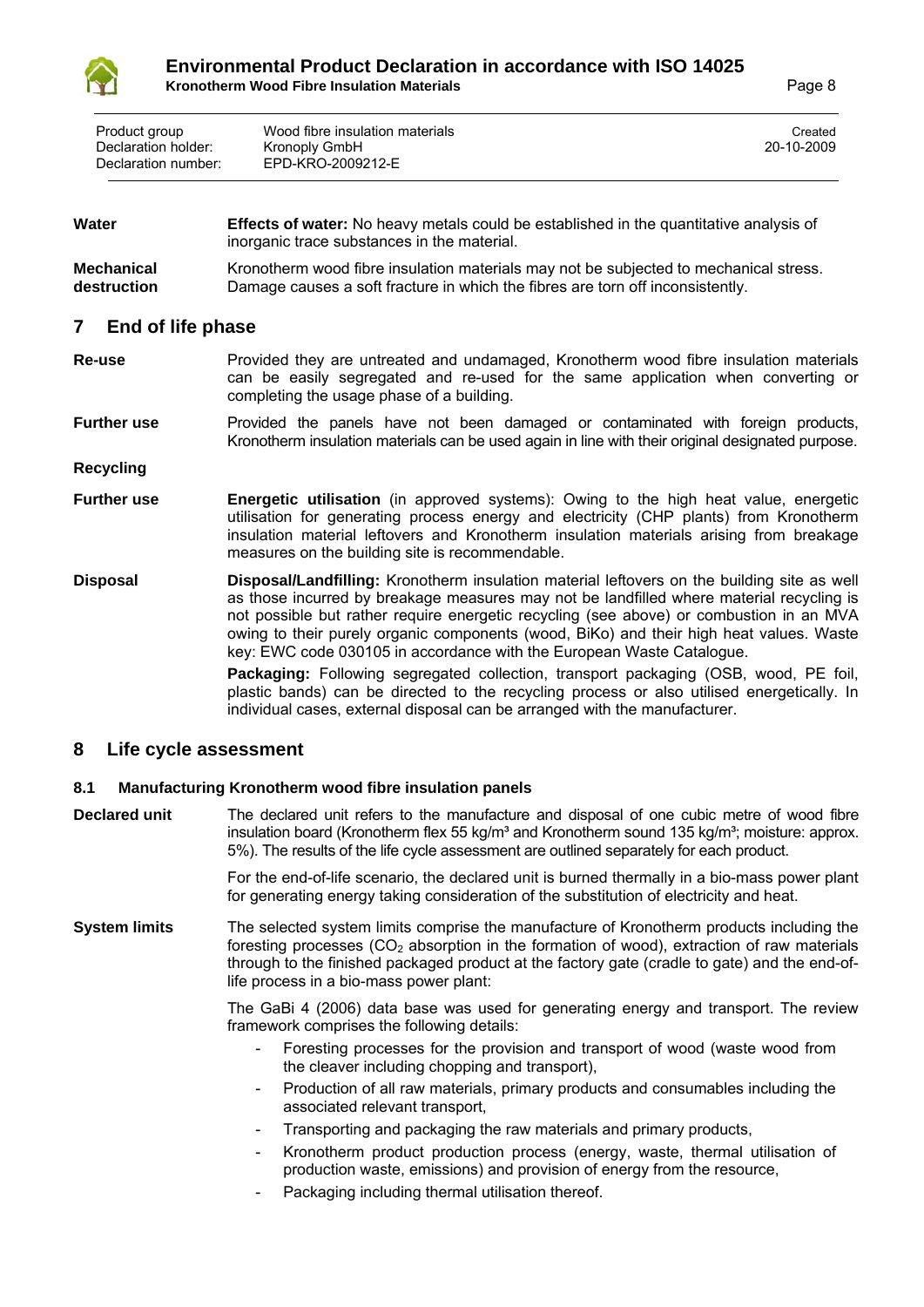| Product group | Wood fibre insulation materials | Created |
| --- | --- | --- |
| Declaration holder: | Kronoply GmbH | 20-10-2009 |
| Declaration number: | EPD-KRO-2009212-E | |

**Water** — **Effects of water:** No heavy metals could be established in the quantitative analysis of inorganic trace substances in the material.

**Mechanical destruction** — Kronotherm wood fibre insulation materials may not be subjected to mechanical stress. Damage causes a soft fracture in which the fibres are torn off inconsistently.

## 7 End of life phase

**Re-use** — Provided they are untreated and undamaged, Kronotherm wood fibre insulation materials can be easily segregated and re-used for the same application when converting or completing the usage phase of a building.

**Further use** — Provided the panels have not been damaged or contaminated with foreign products, Kronotherm insulation materials can be used again in line with their original designated purpose.

**Recycling**

**Further use** — **Energetic utilisation** (in approved systems): Owing to the high heat value, energetic utilisation for generating process energy and electricity (CHP plants) from Kronotherm insulation material leftovers and Kronotherm insulation materials arising from breakage measures on the building site is recommendable.

**Disposal** — **Disposal/Landfilling:** Kronotherm insulation material leftovers on the building site as well as those incurred by breakage measures may not be landfilled where material recycling is not possible but rather require energetic recycling (see above) or combustion in an MVA owing to their purely organic components (wood, BiKo) and their high heat values. Waste key: EWC code 030105 in accordance with the European Waste Catalogue.

**Packaging:** Following segregated collection, transport packaging (OSB, wood, PE foil, plastic bands) can be directed to the recycling process or also utilised energetically. In individual cases, external disposal can be arranged with the manufacturer.

## 8 Life cycle assessment

### 8.1 Manufacturing Kronotherm wood fibre insulation panels

**Declared unit** — The declared unit refers to the manufacture and disposal of one cubic metre of wood fibre insulation board (Kronotherm flex 55 kg/m³ and Kronotherm sound 135 kg/m³; moisture: approx. 5%). The results of the life cycle assessment are outlined separately for each product.

For the end-of-life scenario, the declared unit is burned thermally in a bio-mass power plant for generating energy taking consideration of the substitution of electricity and heat.

**System limits** — The selected system limits comprise the manufacture of Kronotherm products including the foresting processes ($CO_2$ absorption in the formation of wood), extraction of raw materials through to the finished packaged product at the factory gate (cradle to gate) and the end-of-life process in a bio-mass power plant:

The GaBi 4 (2006) data base was used for generating energy and transport. The review framework comprises the following details:

- Foresting processes for the provision and transport of wood (waste wood from the cleaver including chopping and transport),
- Production of all raw materials, primary products and consumables including the associated relevant transport,
- Transporting and packaging the raw materials and primary products,
- Kronotherm product production process (energy, waste, thermal utilisation of production waste, emissions) and provision of energy from the resource,
- Packaging including thermal utilisation thereof.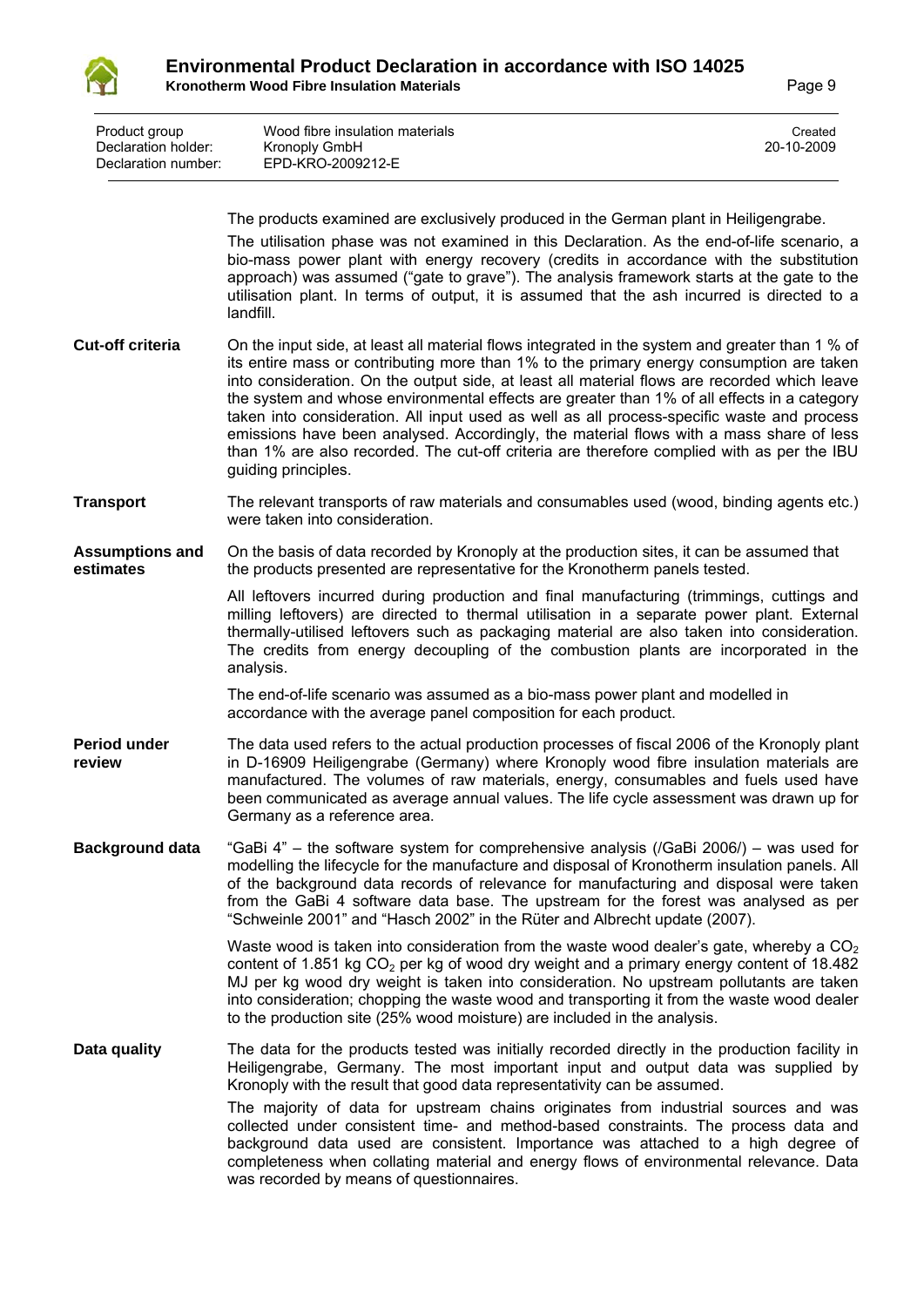The products examined are exclusively produced in the German plant in Heiligengrabe.

The utilisation phase was not examined in this Declaration. As the end-of-life scenario, a bio-mass power plant with energy recovery (credits in accordance with the substitution approach) was assumed ("gate to grave"). The analysis framework starts at the gate to the utilisation plant. In terms of output, it is assumed that the ash incurred is directed to a landfill.

**Cut-off criteria**

On the input side, at least all material flows integrated in the system and greater than 1 % of its entire mass or contributing more than 1% to the primary energy consumption are taken into consideration. On the output side, at least all material flows are recorded which leave the system and whose environmental effects are greater than 1% of all effects in a category taken into consideration. All input used as well as all process-specific waste and process emissions have been analysed. Accordingly, the material flows with a mass share of less than 1% are also recorded. The cut-off criteria are therefore complied with as per the IBU guiding principles.

**Transport**

The relevant transports of raw materials and consumables used (wood, binding agents etc.) were taken into consideration.

**Assumptions and estimates**

On the basis of data recorded by Kronoply at the production sites, it can be assumed that the products presented are representative for the Kronotherm panels tested.

All leftovers incurred during production and final manufacturing (trimmings, cuttings and milling leftovers) are directed to thermal utilisation in a separate power plant. External thermally-utilised leftovers such as packaging material are also taken into consideration. The credits from energy decoupling of the combustion plants are incorporated in the analysis.

The end-of-life scenario was assumed as a bio-mass power plant and modelled in accordance with the average panel composition for each product.

**Period under review**

The data used refers to the actual production processes of fiscal 2006 of the Kronoply plant in D-16909 Heiligengrabe (Germany) where Kronoply wood fibre insulation materials are manufactured. The volumes of raw materials, energy, consumables and fuels used have been communicated as average annual values. The life cycle assessment was drawn up for Germany as a reference area.

**Background data**

"GaBi 4" – the software system for comprehensive analysis (/GaBi 2006/) – was used for modelling the lifecycle for the manufacture and disposal of Kronotherm insulation panels. All of the background data records of relevance for manufacturing and disposal were taken from the GaBi 4 software data base. The upstream for the forest was analysed as per "Schweinle 2001" and "Hasch 2002" in the Rüter and Albrecht update (2007).

Waste wood is taken into consideration from the waste wood dealer's gate, whereby a $CO_2$ content of 1.851 kg $CO_2$ per kg of wood dry weight and a primary energy content of 18.482 MJ per kg wood dry weight is taken into consideration. No upstream pollutants are taken into consideration; chopping the waste wood and transporting it from the waste wood dealer to the production site (25% wood moisture) are included in the analysis.

**Data quality**

The data for the products tested was initially recorded directly in the production facility in Heiligengrabe, Germany. The most important input and output data was supplied by Kronoply with the result that good data representativity can be assumed.

The majority of data for upstream chains originates from industrial sources and was collected under consistent time- and method-based constraints. The process data and background data used are consistent. Importance was attached to a high degree of completeness when collating material and energy flows of environmental relevance. Data was recorded by means of questionnaires.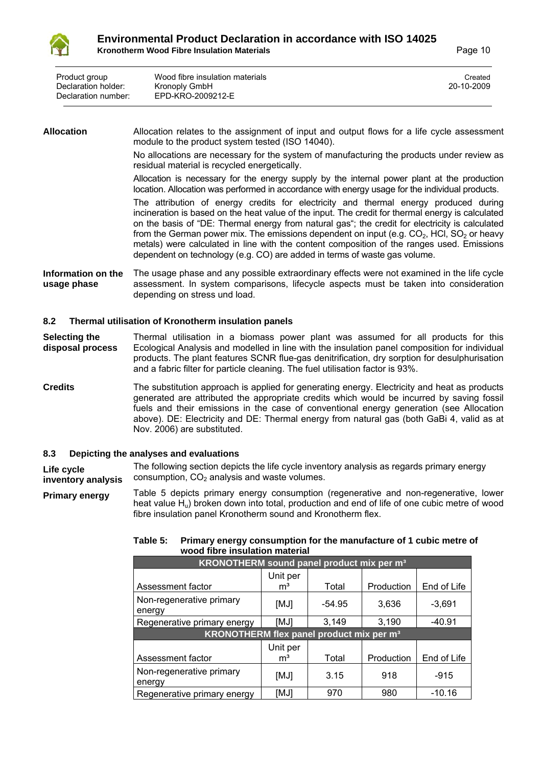| Product group | Wood fibre insulation materials | Created |
|---|---|---|
| Declaration holder: | Kronoply GmbH | 20-10-2009 |
| Declaration number: | EPD-KRO-2009212-E | |

**Allocation**

Allocation relates to the assignment of input and output flows for a life cycle assessment module to the product system tested (ISO 14040).

No allocations are necessary for the system of manufacturing the products under review as residual material is recycled energetically.

Allocation is necessary for the energy supply by the internal power plant at the production location. Allocation was performed in accordance with energy usage for the individual products.

The attribution of energy credits for electricity and thermal energy produced during incineration is based on the heat value of the input. The credit for thermal energy is calculated on the basis of "DE: Thermal energy from natural gas"; the credit for electricity is calculated from the German power mix. The emissions dependent on input (e.g. $CO_2$, HCl, $SO_2$ or heavy metals) were calculated in line with the content composition of the ranges used. Emissions dependent on technology (e.g. CO) are added in terms of waste gas volume.

**Information on the usage phase**

The usage phase and any possible extraordinary effects were not examined in the life cycle assessment. In system comparisons, lifecycle aspects must be taken into consideration depending on stress und load.

### 8.2 Thermal utilisation of Kronotherm insulation panels

**Selecting the disposal process**

Thermal utilisation in a biomass power plant was assumed for all products for this Ecological Analysis and modelled in line with the insulation panel composition for individual products. The plant features SCNR flue-gas denitrification, dry sorption for desulphurisation and a fabric filter for particle cleaning. The fuel utilisation factor is 93%.

**Credits**

The substitution approach is applied for generating energy. Electricity and heat as products generated are attributed the appropriate credits which would be incurred by saving fossil fuels and their emissions in the case of conventional energy generation (see Allocation above). DE: Electricity and DE: Thermal energy from natural gas (both GaBi 4, valid as at Nov. 2006) are substituted.

### 8.3 Depicting the analyses and evaluations

**Life cycle inventory analysis**

The following section depicts the life cycle inventory analysis as regards primary energy consumption, $CO_2$ analysis and waste volumes.

**Primary energy**

Table 5 depicts primary energy consumption (regenerative and non-regenerative, lower heat value $H_u$) broken down into total, production and end of life of one cubic metre of wood fibre insulation panel Kronotherm sound and Kronotherm flex.

**Table 5: Primary energy consumption for the manufacture of 1 cubic metre of wood fibre insulation material**

| KRONOTHERM sound panel product mix per m³ | | | | |
|---|---|---|---|---|
| Assessment factor | Unit per m³ | Total | Production | End of Life |
| Non-regenerative primary energy | [MJ] | -54.95 | 3,636 | -3,691 |
| Regenerative primary energy | [MJ] | 3,149 | 3,190 | -40.91 |
| **KRONOTHERM flex panel product mix per m³** | | | | |
| Assessment factor | Unit per m³ | Total | Production | End of Life |
| Non-regenerative primary energy | [MJ] | 3.15 | 918 | -915 |
| Regenerative primary energy | [MJ] | 970 | 980 | -10.16 |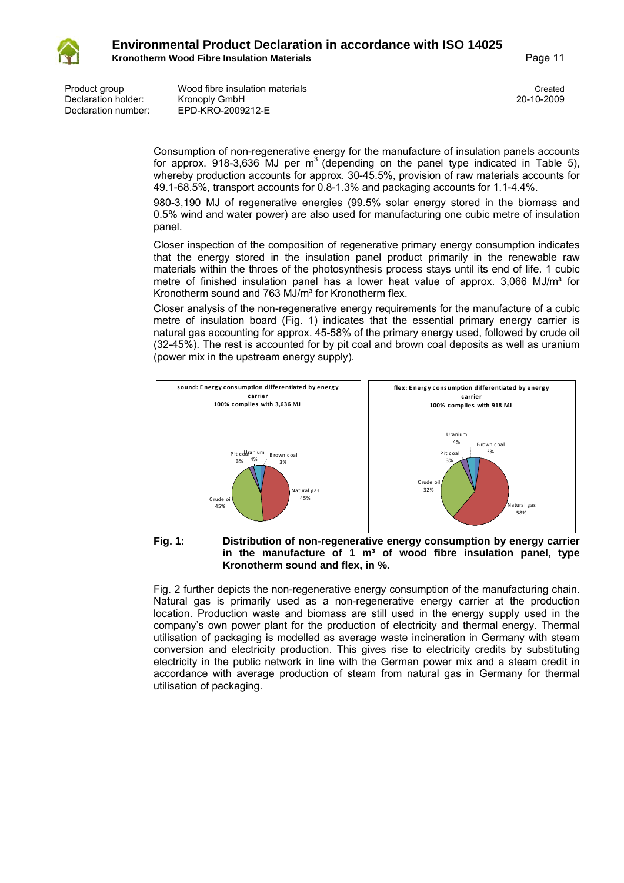Consumption of non-regenerative energy for the manufacture of insulation panels accounts for approx. 918-3,636 MJ per $m^3$ (depending on the panel type indicated in Table 5), whereby production accounts for approx. 30-45.5%, provision of raw materials accounts for 49.1-68.5%, transport accounts for 0.8-1.3% and packaging accounts for 1.1-4.4%.

980-3,190 MJ of regenerative energies (99.5% solar energy stored in the biomass and 0.5% wind and water power) are also used for manufacturing one cubic metre of insulation panel.

Closer inspection of the composition of regenerative primary energy consumption indicates that the energy stored in the insulation panel product primarily in the renewable raw materials within the throes of the photosynthesis process stays until its end of life. 1 cubic metre of finished insulation panel has a lower heat value of approx. 3,066 MJ/m³ for Kronotherm sound and 763 MJ/m³ for Kronotherm flex.

Closer analysis of the non-regenerative energy requirements for the manufacture of a cubic metre of insulation board (Fig. 1) indicates that the essential primary energy carrier is natural gas accounting for approx. 45-58% of the primary energy used, followed by crude oil (32-45%). The rest is accounted for by pit coal and brown coal deposits as well as uranium (power mix in the upstream energy supply).

**sound: Energy consumption differentiated by energy carrier**
**100% complies with 3,636 MJ**

Natural gas 45%, Crude oil 45%, Pit coal 3%, Uranium 4%, Brown coal 3%

**flex: Energy consumption differentiated by energy carrier**
**100% complies with 918 MJ**

Natural gas 58%, Crude oil 32%, Pit coal 3%, Uranium 4%, Brown coal 3%

**Fig. 1: Distribution of non-regenerative energy consumption by energy carrier in the manufacture of 1 m³ of wood fibre insulation panel, type Kronotherm sound and flex, in %.**

Fig. 2 further depicts the non-regenerative energy consumption of the manufacturing chain. Natural gas is primarily used as a non-regenerative energy carrier at the production location. Production waste and biomass are still used in the energy supply used in the company's own power plant for the production of electricity and thermal energy. Thermal utilisation of packaging is modelled as average waste incineration in Germany with steam conversion and electricity production. This gives rise to electricity credits by substituting electricity in the public network in line with the German power mix and a steam credit in accordance with average production of steam from natural gas in Germany for thermal utilisation of packaging.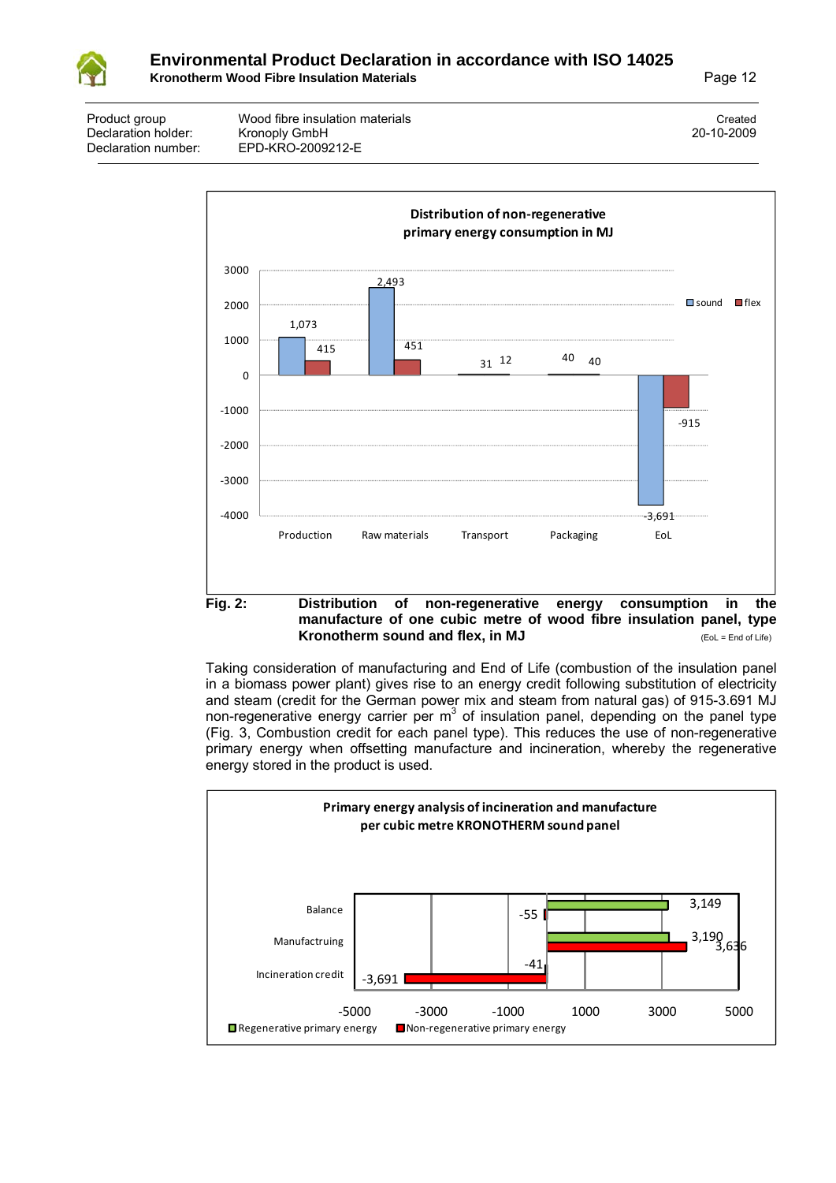| Product group | Wood fibre insulation materials | Created |
|---|---|---|
| Declaration holder: | Kronoply GmbH | 20-10-2009 |
| Declaration number: | EPD-KRO-2009212-E | |

**Distribution of non-regenerative primary energy consumption in MJ**

| | Production | Raw materials | Transport | Packaging | EoL |
|---|---|---|---|---|---|
| sound | 1,073 | 2,493 | 31 | 40 | -3,691 |
| flex | 415 | 451 | 12 | 40 | -915 |

**Fig. 2:** **Distribution of non-regenerative energy consumption in the manufacture of one cubic metre of wood fibre insulation panel, type Kronotherm sound and flex, in MJ** (EoL = End of Life)

Taking consideration of manufacturing and End of Life (combustion of the insulation panel in a biomass power plant) gives rise to an energy credit following substitution of electricity and steam (credit for the German power mix and steam from natural gas) of 915-3.691 MJ non-regenerative energy carrier per $m^3$ of insulation panel, depending on the panel type (Fig. 3, Combustion credit for each panel type). This reduces the use of non-regenerative primary energy when offsetting manufacture and incineration, whereby the regenerative energy stored in the product is used.

**Primary energy analysis of incineration and manufacture per cubic metre KRONOTHERM sound panel**

| | Regenerative primary energy | Non-regenerative primary energy |
|---|---|---|
| Balance | 3,149 | -55 |
| Manufactruing | 3,190 | 3,636 |
| Incineration credit | -41 | -3,691 |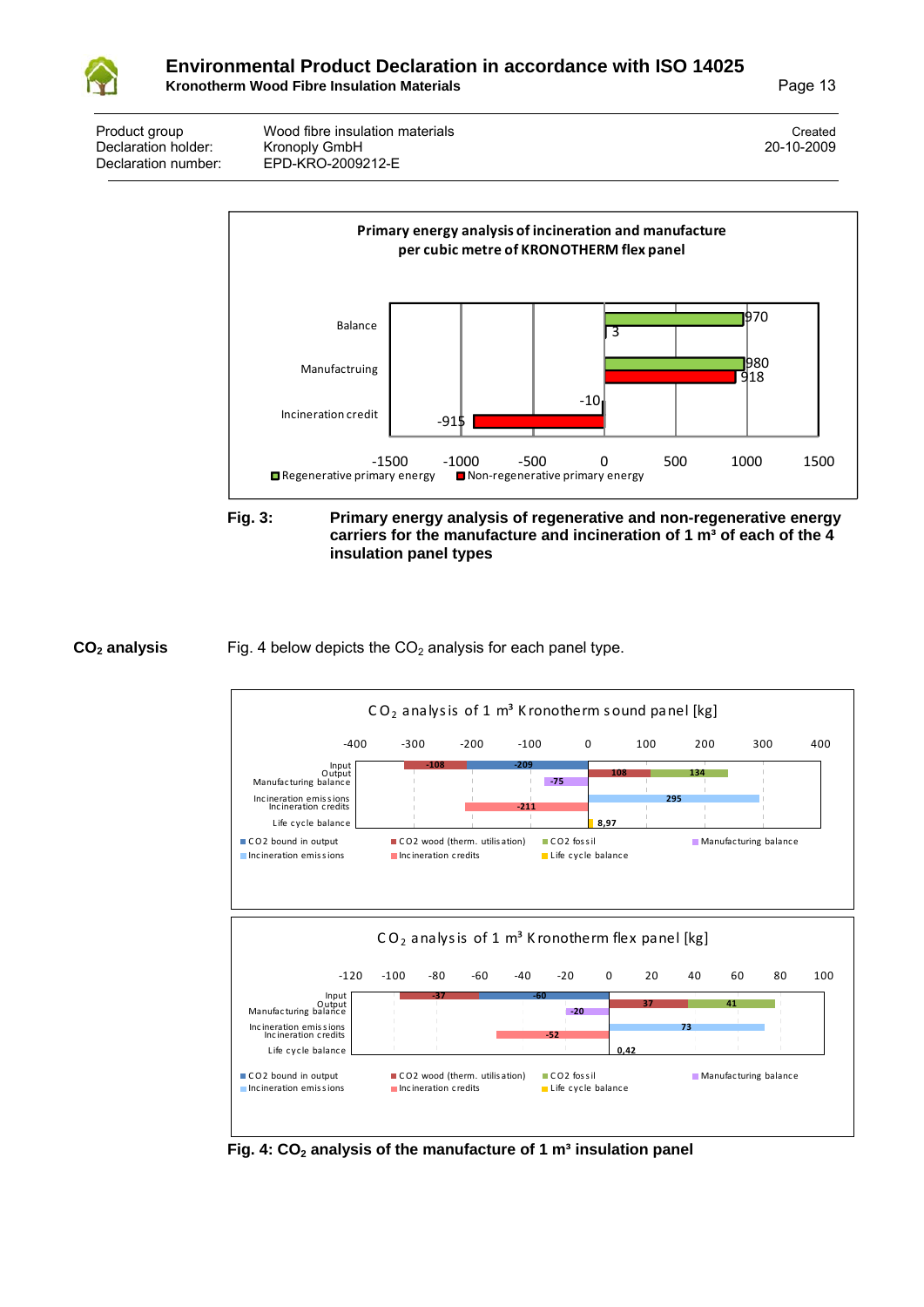| Product group | Wood fibre insulation materials | Created |
|---|---|---|
| Declaration holder: | Kronoply GmbH | 20-10-2009 |
| Declaration number: | EPD-KRO-2009212-E | |

**Primary energy analysis of incineration and manufacture per cubic metre of KRONOTHERM flex panel**

| | Regenerative primary energy | Non-regenerative primary energy |
|---|---|---|
| Balance | 970 | 3 |
| Manufactruing | 980 | 918 |
| Incineration credit | -10 | -915 |

**Fig. 3:** **Primary energy analysis of regenerative and non-regenerative energy carriers for the manufacture and incineration of 1 m³ of each of the 4 insulation panel types**

**$CO_2$ analysis**

Fig. 4 below depicts the $CO_2$ analysis for each panel type.

**$CO_2$ analysis of 1 m³ Kronotherm sound panel [kg]**

| | CO2 bound in output | CO2 wood (therm. utilisation) | CO2 fossil | Manufacturing balance | Incineration emissions | Incineration credits | Life cycle balance |
|---|---|---|---|---|---|---|---|
| Input | -209 | -108 | | | | | |
| Output | | 108 | 134 | | | | |
| Manufacturing balance | | | | -75 | | | |
| Incineration emissions | | | | | 295 | | |
| Incineration credits | | | | | | -211 | |
| Life cycle balance | | | | | | | 8,97 |

**$CO_2$ analysis of 1 m³ Kronotherm flex panel [kg]**

| | CO2 bound in output | CO2 wood (therm. utilisation) | CO2 fossil | Manufacturing balance | Incineration emissions | Incineration credits | Life cycle balance |
|---|---|---|---|---|---|---|---|
| Input | -60 | -37 | | | | | |
| Output | | 37 | 41 | | | | |
| Manufacturing balance | | | | -20 | | | |
| Incineration emissions | | | | | 73 | | |
| Incineration credits | | | | | | -52 | |
| Life cycle balance | | | | | | | 0,42 |

**Fig. 4: $CO_2$ analysis of the manufacture of 1 m³ insulation panel**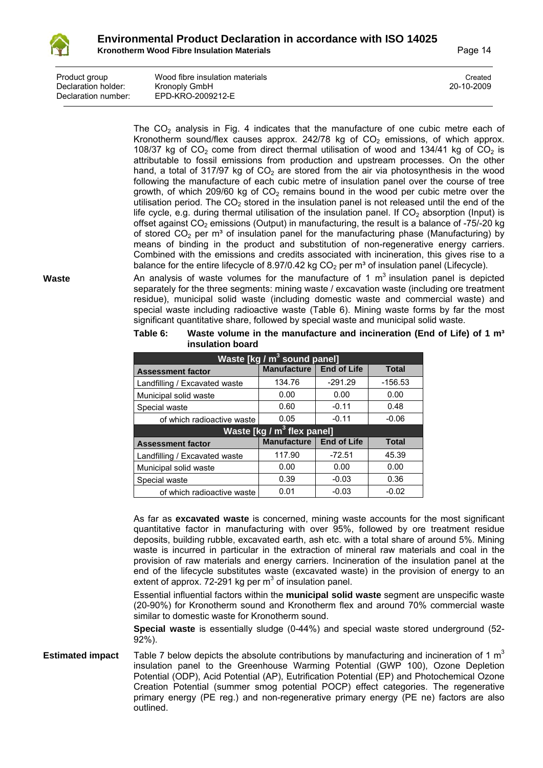The $CO_2$ analysis in Fig. 4 indicates that the manufacture of one cubic metre each of Kronotherm sound/flex causes approx. 242/78 kg of $CO_2$ emissions, of which approx. 108/37 kg of $CO_2$ come from direct thermal utilisation of wood and 134/41 kg of $CO_2$ is attributable to fossil emissions from production and upstream processes. On the other hand, a total of 317/97 kg of $CO_2$ are stored from the air via photosynthesis in the wood following the manufacture of each cubic metre of insulation panel over the course of tree growth, of which 209/60 kg of $CO_2$ remains bound in the wood per cubic metre over the utilisation period. The $CO_2$ stored in the insulation panel is not released until the end of the life cycle, e.g. during thermal utilisation of the insulation panel. If $CO_2$ absorption (Input) is offset against $CO_2$ emissions (Output) in manufacturing, the result is a balance of -75/-20 kg of stored $CO_2$ per m³ of insulation panel for the manufacturing phase (Manufacturing) by means of binding in the product and substitution of non-regenerative energy carriers. Combined with the emissions and credits associated with incineration, this gives rise to a balance for the entire lifecycle of 8.97/0.42 kg $CO_2$ per m³ of insulation panel (Lifecycle).

**Waste**

An analysis of waste volumes for the manufacture of 1 m³ insulation panel is depicted separately for the three segments: mining waste / excavation waste (including ore treatment residue), municipal solid waste (including domestic waste and commercial waste) and special waste including radioactive waste (Table 6). Mining waste forms by far the most significant quantitative share, followed by special waste and municipal solid waste.

**Table 6: Waste volume in the manufacture and incineration (End of Life) of 1 m³ insulation board**

| Waste [kg / m³ sound panel] | | | |
|---|---|---|---|
| **Assessment factor** | **Manufacture** | **End of Life** | **Total** |
| Landfilling / Excavated waste | 134.76 | -291.29 | -156.53 |
| Municipal solid waste | 0.00 | 0.00 | 0.00 |
| Special waste | 0.60 | -0.11 | 0.48 |
| of which radioactive waste | 0.05 | -0.11 | -0.06 |
| **Waste [kg / m³ flex panel]** | | | |
| **Assessment factor** | **Manufacture** | **End of Life** | **Total** |
| Landfilling / Excavated waste | 117.90 | -72.51 | 45.39 |
| Municipal solid waste | 0.00 | 0.00 | 0.00 |
| Special waste | 0.39 | -0.03 | 0.36 |
| of which radioactive waste | 0.01 | -0.03 | -0.02 |

As far as **excavated waste** is concerned, mining waste accounts for the most significant quantitative factor in manufacturing with over 95%, followed by ore treatment residue deposits, building rubble, excavated earth, ash etc. with a total share of around 5%. Mining waste is incurred in particular in the extraction of mineral raw materials and coal in the provision of raw materials and energy carriers. Incineration of the insulation panel at the end of the lifecycle substitutes waste (excavated waste) in the provision of energy to an extent of approx. 72-291 kg per m³ of insulation panel.

Essential influential factors within the **municipal solid waste** segment are unspecific waste (20-90%) for Kronotherm sound and Kronotherm flex and around 70% commercial waste similar to domestic waste for Kronotherm sound.

**Special waste** is essentially sludge (0-44%) and special waste stored underground (52-92%).

**Estimated impact**

Table 7 below depicts the absolute contributions by manufacturing and incineration of 1 m³ insulation panel to the Greenhouse Warming Potential (GWP 100), Ozone Depletion Potential (ODP), Acid Potential (AP), Eutrification Potential (EP) and Photochemical Ozone Creation Potential (summer smog potential POCP) effect categories. The regenerative primary energy (PE reg.) and non-regenerative primary energy (PE ne) factors are also outlined.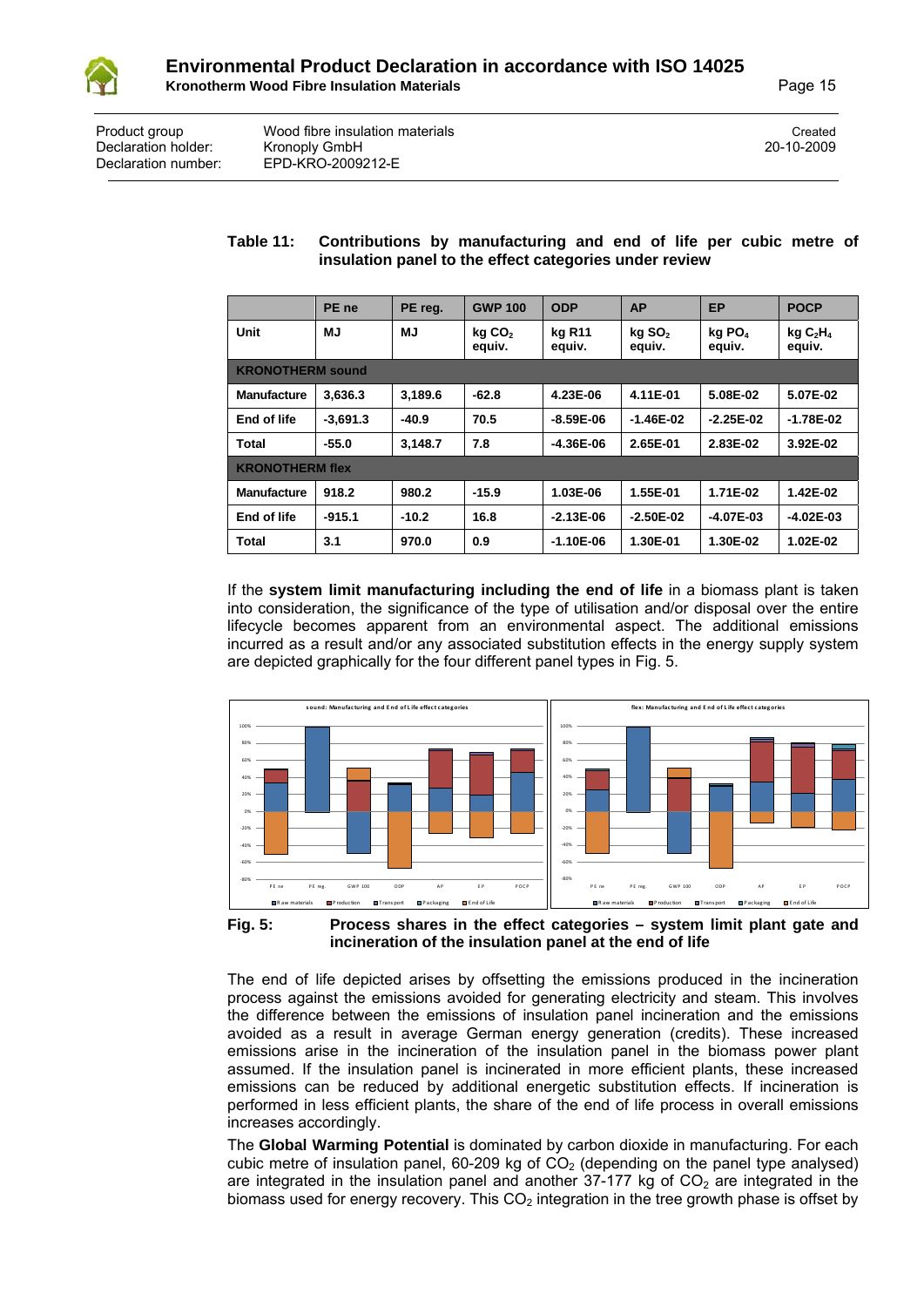| Product group | Wood fibre insulation materials | Created |
|---|---|---|
| Declaration holder: | Kronoply GmbH | 20-10-2009 |
| Declaration number: | EPD-KRO-2009212-E | |

**Table 11: Contributions by manufacturing and end of life per cubic metre of insulation panel to the effect categories under review**

| | PE ne | PE reg. | GWP 100 | ODP | AP | EP | POCP |
|---|---|---|---|---|---|---|---|
| Unit | MJ | MJ | kg $CO_2$ equiv. | kg R11 equiv. | kg $SO_2$ equiv. | kg $PO_4$ equiv. | kg $C_2H_4$ equiv. |
| **KRONOTHERM sound** | | | | | | | |
| **Manufacture** | 3,636.3 | 3,189.6 | -62.8 | 4.23E-06 | 4.11E-01 | 5.08E-02 | 5.07E-02 |
| **End of life** | -3,691.3 | -40.9 | 70.5 | -8.59E-06 | -1.46E-02 | -2.25E-02 | -1.78E-02 |
| **Total** | -55.0 | 3,148.7 | 7.8 | -4.36E-06 | 2.65E-01 | 2.83E-02 | 3.92E-02 |
| **KRONOTHERM flex** | | | | | | | |
| **Manufacture** | 918.2 | 980.2 | -15.9 | 1.03E-06 | 1.55E-01 | 1.71E-02 | 1.42E-02 |
| **End of life** | -915.1 | -10.2 | 16.8 | -2.13E-06 | -2.50E-02 | -4.07E-03 | -4.02E-03 |
| **Total** | 3.1 | 970.0 | 0.9 | -1.10E-06 | 1.30E-01 | 1.30E-02 | 1.02E-02 |

If the **system limit manufacturing including the end of life** in a biomass plant is taken into consideration, the significance of the type of utilisation and/or disposal over the entire lifecycle becomes apparent from an environmental aspect. The additional emissions incurred as a result and/or any associated substitution effects in the energy supply system are depicted graphically for the four different panel types in Fig. 5.

**Fig. 5: Process shares in the effect categories – system limit plant gate and incineration of the insulation panel at the end of life**

The end of life depicted arises by offsetting the emissions produced in the incineration process against the emissions avoided for generating electricity and steam. This involves the difference between the emissions of insulation panel incineration and the emissions avoided as a result in average German energy generation (credits). These increased emissions arise in the incineration of the insulation panel in the biomass power plant assumed. If the insulation panel is incinerated in more efficient plants, these increased emissions can be reduced by additional energetic substitution effects. If incineration is performed in less efficient plants, the share of the end of life process in overall emissions increases accordingly.

The **Global Warming Potential** is dominated by carbon dioxide in manufacturing. For each cubic metre of insulation panel, 60-209 kg of $CO_2$ (depending on the panel type analysed) are integrated in the insulation panel and another 37-177 kg of $CO_2$ are integrated in the biomass used for energy recovery. This $CO_2$ integration in the tree growth phase is offset by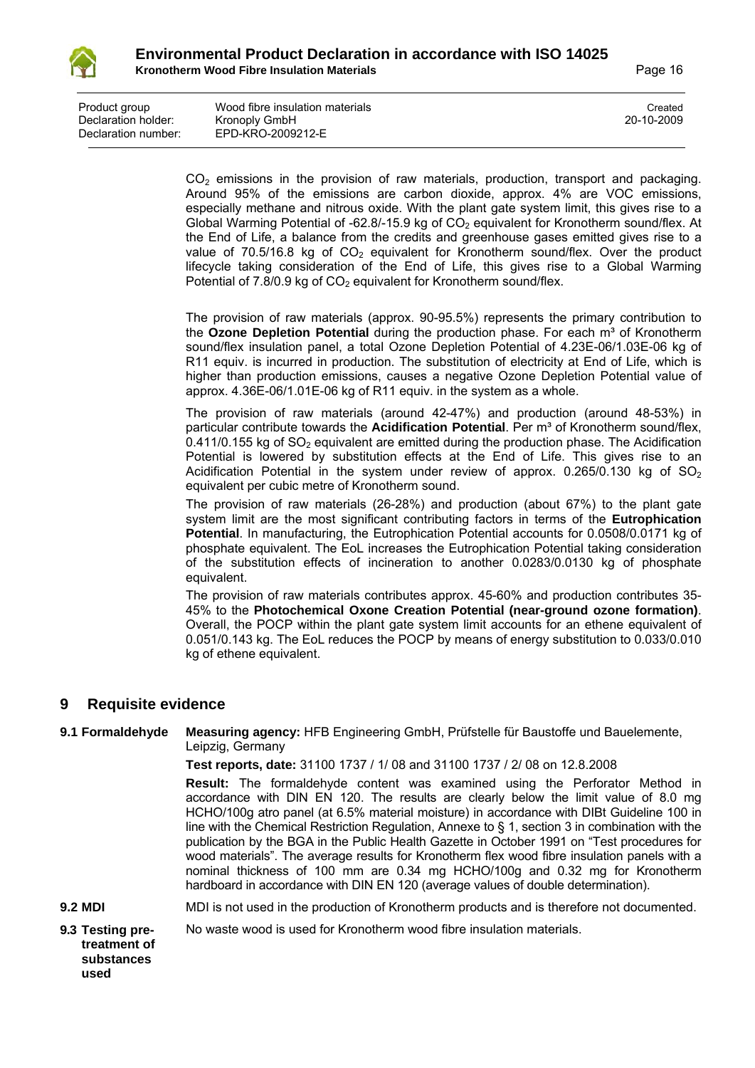| Product group | Wood fibre insulation materials | Created |
| --- | --- | --- |
| Declaration holder: | Kronoply GmbH | 20-10-2009 |
| Declaration number: | EPD-KRO-2009212-E | |

$CO_2$ emissions in the provision of raw materials, production, transport and packaging. Around 95% of the emissions are carbon dioxide, approx. 4% are VOC emissions, especially methane and nitrous oxide. With the plant gate system limit, this gives rise to a Global Warming Potential of -62.8/-15.9 kg of $CO_2$ equivalent for Kronotherm sound/flex. At the End of Life, a balance from the credits and greenhouse gases emitted gives rise to a value of 70.5/16.8 kg of $CO_2$ equivalent for Kronotherm sound/flex. Over the product lifecycle taking consideration of the End of Life, this gives rise to a Global Warming Potential of 7.8/0.9 kg of $CO_2$ equivalent for Kronotherm sound/flex.

The provision of raw materials (approx. 90-95.5%) represents the primary contribution to the **Ozone Depletion Potential** during the production phase. For each m³ of Kronotherm sound/flex insulation panel, a total Ozone Depletion Potential of 4.23E-06/1.03E-06 kg of R11 equiv. is incurred in production. The substitution of electricity at End of Life, which is higher than production emissions, causes a negative Ozone Depletion Potential value of approx. 4.36E-06/1.01E-06 kg of R11 equiv. in the system as a whole.

The provision of raw materials (around 42-47%) and production (around 48-53%) in particular contribute towards the **Acidification Potential**. Per m³ of Kronotherm sound/flex, 0.411/0.155 kg of $SO_2$ equivalent are emitted during the production phase. The Acidification Potential is lowered by substitution effects at the End of Life. This gives rise to an Acidification Potential in the system under review of approx. 0.265/0.130 kg of $SO_2$ equivalent per cubic metre of Kronotherm sound.

The provision of raw materials (26-28%) and production (about 67%) to the plant gate system limit are the most significant contributing factors in terms of the **Eutrophication Potential**. In manufacturing, the Eutrophication Potential accounts for 0.0508/0.0171 kg of phosphate equivalent. The EoL increases the Eutrophication Potential taking consideration of the substitution effects of incineration to another 0.0283/0.0130 kg of phosphate equivalent.

The provision of raw materials contributes approx. 45-60% and production contributes 35-45% to the **Photochemical Oxone Creation Potential (near-ground ozone formation)**. Overall, the POCP within the plant gate system limit accounts for an ethene equivalent of 0.051/0.143 kg. The EoL reduces the POCP by means of energy substitution to 0.033/0.010 kg of ethene equivalent.

# 9 Requisite evidence

**9.1 Formaldehyde**

**Measuring agency:** HFB Engineering GmbH, Prüfstelle für Baustoffe und Bauelemente, Leipzig, Germany

**Test reports, date:** 31100 1737 / 1/ 08 and 31100 1737 / 2/ 08 on 12.8.2008

**Result:** The formaldehyde content was examined using the Perforator Method in accordance with DIN EN 120. The results are clearly below the limit value of 8.0 mg HCHO/100g atro panel (at 6.5% material moisture) in accordance with DIBt Guideline 100 in line with the Chemical Restriction Regulation, Annexe to § 1, section 3 in combination with the publication by the BGA in the Public Health Gazette in October 1991 on "Test procedures for wood materials". The average results for Kronotherm flex wood fibre insulation panels with a nominal thickness of 100 mm are 0.34 mg HCHO/100g and 0.32 mg for Kronotherm hardboard in accordance with DIN EN 120 (average values of double determination).

**9.2 MDI**

MDI is not used in the production of Kronotherm products and is therefore not documented.

**9.3 Testing pre-treatment of substances used**

No waste wood is used for Kronotherm wood fibre insulation materials.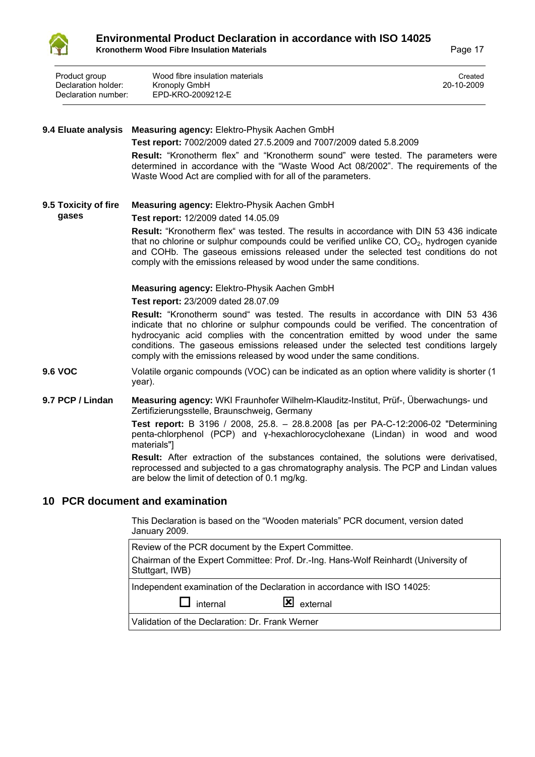| Product group | Wood fibre insulation materials | Created |
|---|---|---|
| Declaration holder: | Kronoply GmbH | 20-10-2009 |
| Declaration number: | EPD-KRO-2009212-E | |

**9.4 Eluate analysis**

**Measuring agency:** Elektro-Physik Aachen GmbH

**Test report:** 7002/2009 dated 27.5.2009 and 7007/2009 dated 5.8.2009

**Result:** "Kronotherm flex" and "Kronotherm sound" were tested. The parameters were determined in accordance with the "Waste Wood Act 08/2002". The requirements of the Waste Wood Act are complied with for all of the parameters.

**9.5 Toxicity of fire gases**

**Measuring agency:** Elektro-Physik Aachen GmbH

**Test report:** 12/2009 dated 14.05.09

**Result:** "Kronotherm flex" was tested. The results in accordance with DIN 53 436 indicate that no chlorine or sulphur compounds could be verified unlike CO, $CO_2$, hydrogen cyanide and COHb. The gaseous emissions released under the selected test conditions do not comply with the emissions released by wood under the same conditions.

**Measuring agency:** Elektro-Physik Aachen GmbH

**Test report:** 23/2009 dated 28.07.09

**Result:** "Kronotherm sound" was tested. The results in accordance with DIN 53 436 indicate that no chlorine or sulphur compounds could be verified. The concentration of hydrocyanic acid complies with the concentration emitted by wood under the same conditions. The gaseous emissions released under the selected test conditions largely comply with the emissions released by wood under the same conditions.

**9.6 VOC**

Volatile organic compounds (VOC) can be indicated as an option where validity is shorter (1 year).

**9.7 PCP / Lindan**

**Measuring agency:** WKI Fraunhofer Wilhelm-Klauditz-Institut, Prüf-, Überwachungs- und Zertifizierungsstelle, Braunschweig, Germany

**Test report:** B 3196 / 2008, 25.8. – 28.8.2008 [as per PA-C-12:2006-02 "Determining penta-chlorphenol (PCP) and γ-hexachlorocyclohexane (Lindan) in wood and wood materials"]

**Result:** After extraction of the substances contained, the solutions were derivatised, reprocessed and subjected to a gas chromatography analysis. The PCP and Lindan values are below the limit of detection of 0.1 mg/kg.

## 10 PCR document and examination

This Declaration is based on the "Wooden materials" PCR document, version dated January 2009.

Review of the PCR document by the Expert Committee.

Chairman of the Expert Committee: Prof. Dr.-Ing. Hans-Wolf Reinhardt (University of Stuttgart, IWB)

Independent examination of the Declaration in accordance with ISO 14025:

☐ internal ☒ external

Validation of the Declaration: Dr. Frank Werner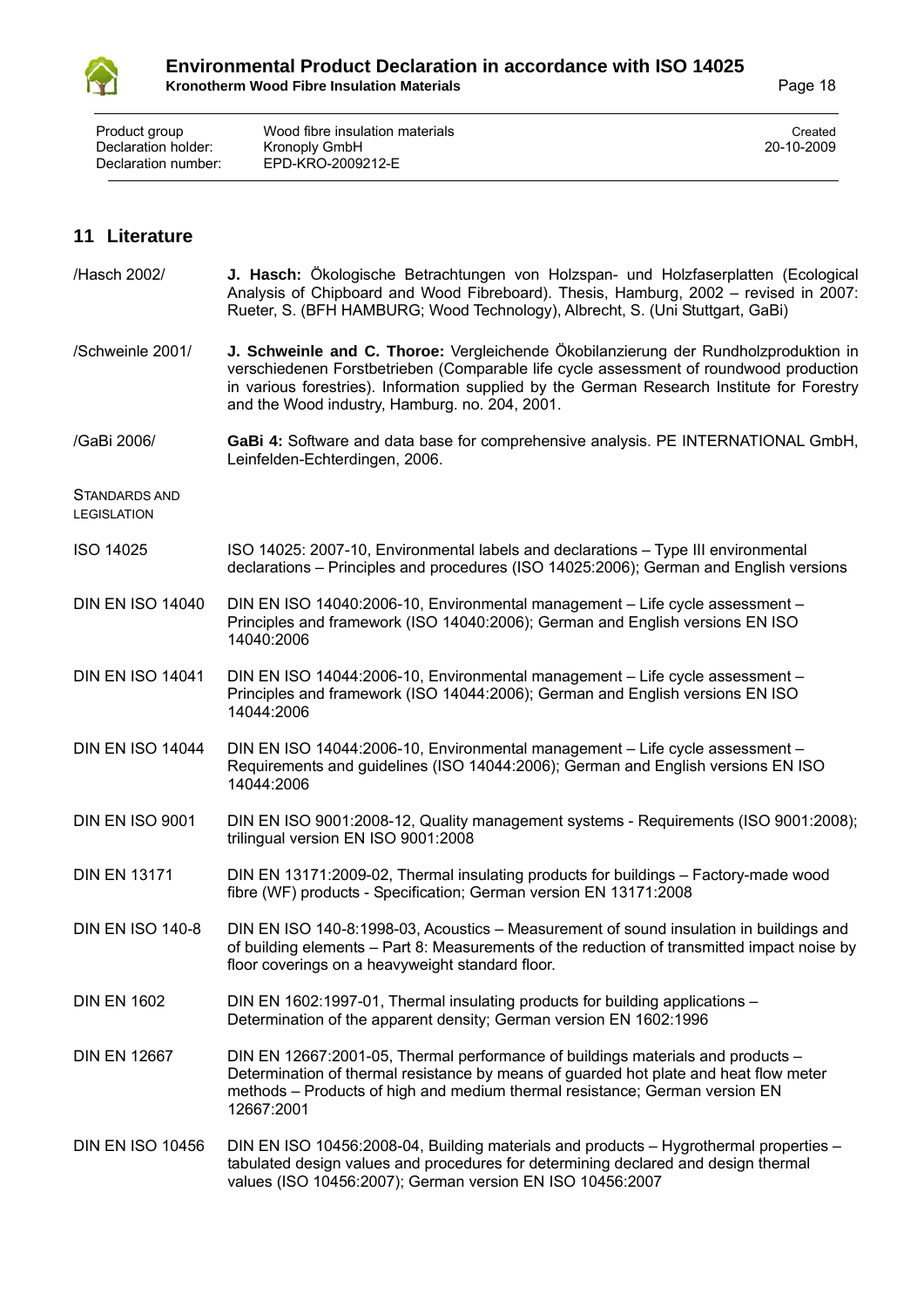| Product group | Wood fibre insulation materials | Created |
|---|---|---|
| Declaration holder: | Kronoply GmbH | 20-10-2009 |
| Declaration number: | EPD-KRO-2009212-E | |

## 11 Literature

/Hasch 2002/ **J. Hasch:** Ökologische Betrachtungen von Holzspan- und Holzfaserplatten (Ecological Analysis of Chipboard and Wood Fibreboard). Thesis, Hamburg, 2002 – revised in 2007: Rueter, S. (BFH HAMBURG; Wood Technology), Albrecht, S. (Uni Stuttgart, GaBi)

/Schweinle 2001/ **J. Schweinle and C. Thoroe:** Vergleichende Ökobilanzierung der Rundholzproduktion in verschiedenen Forstbetrieben (Comparable life cycle assessment of roundwood production in various forestries). Information supplied by the German Research Institute for Forestry and the Wood industry, Hamburg. no. 204, 2001.

/GaBi 2006/ **GaBi 4:** Software and data base for comprehensive analysis. PE INTERNATIONAL GmbH, Leinfelden-Echterdingen, 2006.

STANDARDS AND LEGISLATION

ISO 14025 ISO 14025: 2007-10, Environmental labels and declarations – Type III environmental declarations – Principles and procedures (ISO 14025:2006); German and English versions

DIN EN ISO 14040 DIN EN ISO 14040:2006-10, Environmental management – Life cycle assessment – Principles and framework (ISO 14040:2006); German and English versions EN ISO 14040:2006

DIN EN ISO 14041 DIN EN ISO 14044:2006-10, Environmental management – Life cycle assessment – Principles and framework (ISO 14044:2006); German and English versions EN ISO 14044:2006

DIN EN ISO 14044 DIN EN ISO 14044:2006-10, Environmental management – Life cycle assessment – Requirements and guidelines (ISO 14044:2006); German and English versions EN ISO 14044:2006

DIN EN ISO 9001 DIN EN ISO 9001:2008-12, Quality management systems - Requirements (ISO 9001:2008); trilingual version EN ISO 9001:2008

DIN EN 13171 DIN EN 13171:2009-02, Thermal insulating products for buildings – Factory-made wood fibre (WF) products - Specification; German version EN 13171:2008

DIN EN ISO 140-8 DIN EN ISO 140-8:1998-03, Acoustics – Measurement of sound insulation in buildings and of building elements – Part 8: Measurements of the reduction of transmitted impact noise by floor coverings on a heavyweight standard floor.

DIN EN 1602 DIN EN 1602:1997-01, Thermal insulating products for building applications – Determination of the apparent density; German version EN 1602:1996

DIN EN 12667 DIN EN 12667:2001-05, Thermal performance of buildings materials and products – Determination of thermal resistance by means of guarded hot plate and heat flow meter methods – Products of high and medium thermal resistance; German version EN 12667:2001

DIN EN ISO 10456 DIN EN ISO 10456:2008-04, Building materials and products – Hygrothermal properties – tabulated design values and procedures for determining declared and design thermal values (ISO 10456:2007); German version EN ISO 10456:2007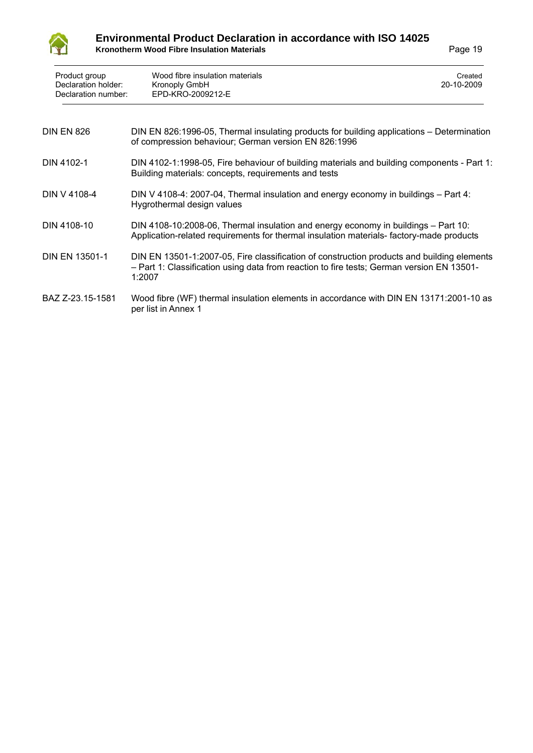| | |
|---|---|
| DIN EN 826 | DIN EN 826:1996-05, Thermal insulating products for building applications – Determination of compression behaviour; German version EN 826:1996 |
| DIN 4102-1 | DIN 4102-1:1998-05, Fire behaviour of building materials and building components - Part 1: Building materials: concepts, requirements and tests |
| DIN V 4108-4 | DIN V 4108-4: 2007-04, Thermal insulation and energy economy in buildings – Part 4: Hygrothermal design values |
| DIN 4108-10 | DIN 4108-10:2008-06, Thermal insulation and energy economy in buildings – Part 10: Application-related requirements for thermal insulation materials- factory-made products |
| DIN EN 13501-1 | DIN EN 13501-1:2007-05, Fire classification of construction products and building elements – Part 1: Classification using data from reaction to fire tests; German version EN 13501-1:2007 |
| BAZ Z-23.15-1581 | Wood fibre (WF) thermal insulation elements in accordance with DIN EN 13171:2001-10 as per list in Annex 1 |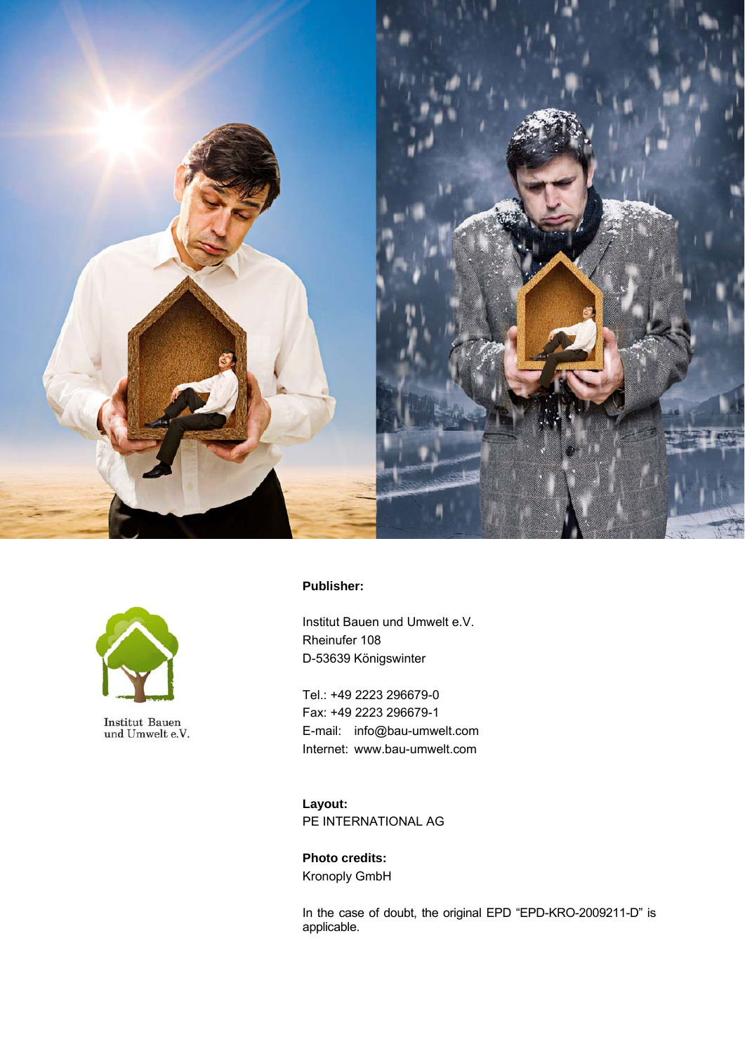Institut Bauen und Umwelt e.V.

**Publisher:**

Institut Bauen und Umwelt e.V.
Rheinufer 108
D-53639 Königswinter

Tel.: +49 2223 296679-0
Fax: +49 2223 296679-1
E-mail: info@bau-umwelt.com
Internet: www.bau-umwelt.com

**Layout:**
PE INTERNATIONAL AG

**Photo credits:**
Kronoply GmbH

In the case of doubt, the original EPD "EPD-KRO-2009211-D" is applicable.